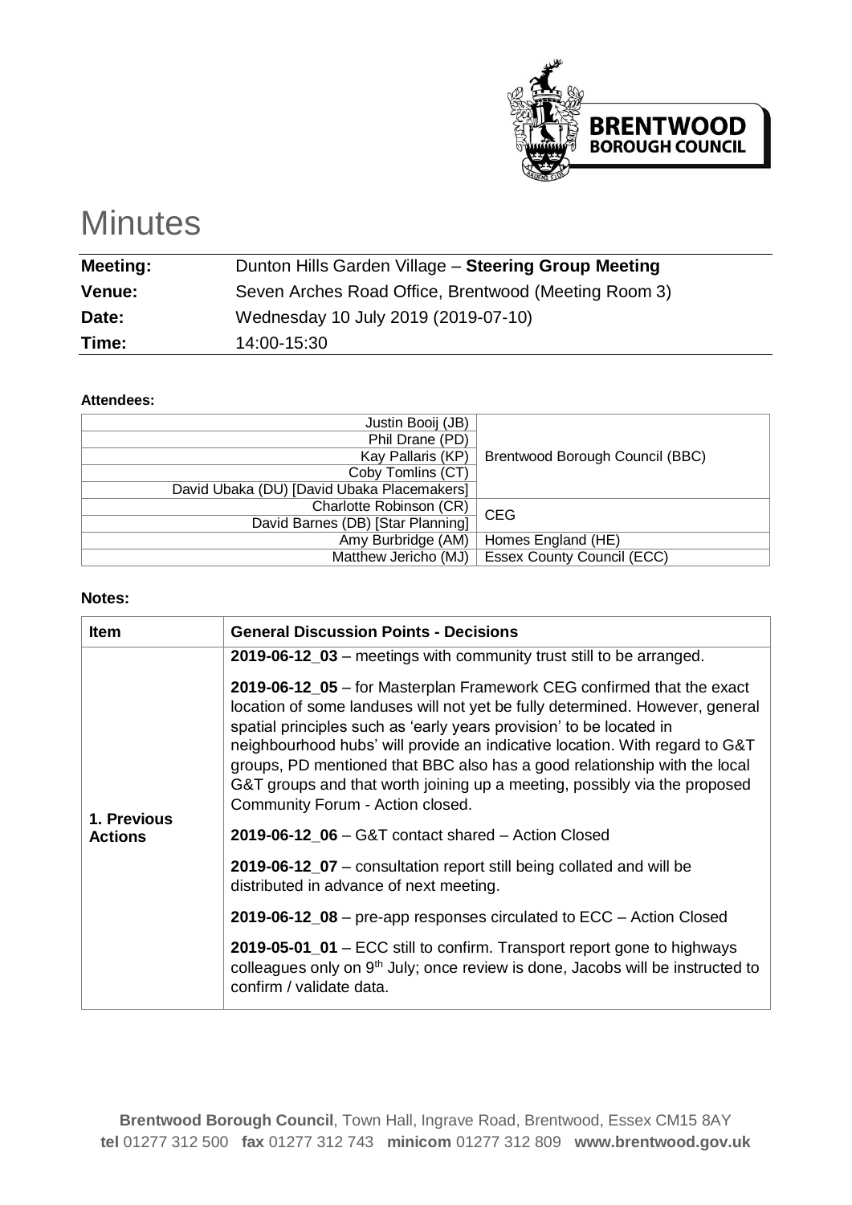# Minutes

| | |
|---|---|
| **Meeting:** | Dunton Hills Garden Village – **Steering Group Meeting** |
| **Venue:** | Seven Arches Road Office, Brentwood (Meeting Room 3) |
| **Date:** | Wednesday 10 July 2019 (2019-07-10) |
| **Time:** | 14:00-15:30 |

**Attendees:**

| | |
|---|---|
| Justin Booij (JB) | Brentwood Borough Council (BBC) |
| Phil Drane (PD) | |
| Kay Pallaris (KP) | |
| Coby Tomlins (CT) | |
| David Ubaka (DU) [David Ubaka Placemakers] | |
| Charlotte Robinson (CR) | CEG |
| David Barnes (DB) [Star Planning] | |
| Amy Burbridge (AM) | Homes England (HE) |
| Matthew Jericho (MJ) | Essex County Council (ECC) |

**Notes:**

| Item | General Discussion Points - Decisions |
|---|---|
| 1. Previous Actions | **2019-06-12_03** – meetings with community trust still to be arranged.<br><br>**2019-06-12_05** – for Masterplan Framework CEG confirmed that the exact location of some landuses will not yet be fully determined. However, general spatial principles such as 'early years provision' to be located in neighbourhood hubs' will provide an indicative location. With regard to G&T groups, PD mentioned that BBC also has a good relationship with the local G&T groups and that worth joining up a meeting, possibly via the proposed Community Forum - Action closed.<br><br>**2019-06-12_06** – G&T contact shared – Action Closed<br><br>**2019-06-12_07** – consultation report still being collated and will be distributed in advance of next meeting.<br><br>**2019-06-12_08** – pre-app responses circulated to ECC – Action Closed<br><br>**2019-05-01_01** – ECC still to confirm. Transport report gone to highways colleagues only on 9th July; once review is done, Jacobs will be instructed to confirm / validate data. |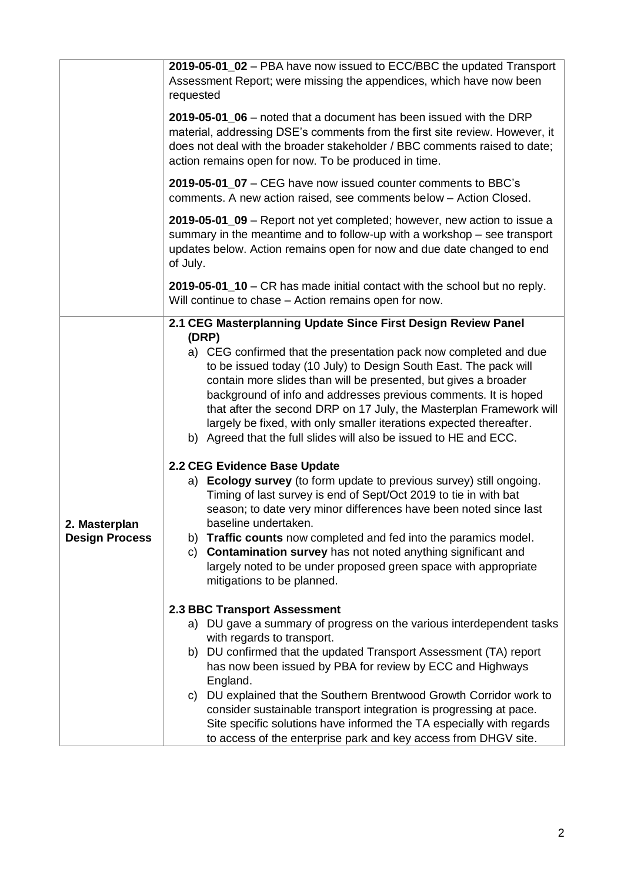| | |
|---|---|
| | **2019-05-01_02** – PBA have now issued to ECC/BBC the updated Transport Assessment Report; were missing the appendices, which have now been requested<br><br>**2019-05-01_06** – noted that a document has been issued with the DRP material, addressing DSE's comments from the first site review. However, it does not deal with the broader stakeholder / BBC comments raised to date; action remains open for now. To be produced in time.<br><br>**2019-05-01_07** – CEG have now issued counter comments to BBC's comments. A new action raised, see comments below – Action Closed.<br><br>**2019-05-01_09** – Report not yet completed; however, new action to issue a summary in the meantime and to follow-up with a workshop – see transport updates below. Action remains open for now and due date changed to end of July.<br><br>**2019-05-01_10** – CR has made initial contact with the school but no reply. Will continue to chase – Action remains open for now. |
| **2. Masterplan Design Process** | **2.1 CEG Masterplanning Update Since First Design Review Panel (DRP)**<br>a) CEG confirmed that the presentation pack now completed and due to be issued today (10 July) to Design South East. The pack will contain more slides than will be presented, but gives a broader background of info and addresses previous comments. It is hoped that after the second DRP on 17 July, the Masterplan Framework will largely be fixed, with only smaller iterations expected thereafter.<br>b) Agreed that the full slides will also be issued to HE and ECC.<br><br>**2.2 CEG Evidence Base Update**<br>a) **Ecology survey** (to form update to previous survey) still ongoing. Timing of last survey is end of Sept/Oct 2019 to tie in with bat season; to date very minor differences have been noted since last baseline undertaken.<br>b) **Traffic counts** now completed and fed into the paramics model.<br>c) **Contamination survey** has not noted anything significant and largely noted to be under proposed green space with appropriate mitigations to be planned.<br><br>**2.3 BBC Transport Assessment**<br>a) DU gave a summary of progress on the various interdependent tasks with regards to transport.<br>b) DU confirmed that the updated Transport Assessment (TA) report has now been issued by PBA for review by ECC and Highways England.<br>c) DU explained that the Southern Brentwood Growth Corridor work to consider sustainable transport integration is progressing at pace. Site specific solutions have informed the TA especially with regards to access of the enterprise park and key access from DHGV site. |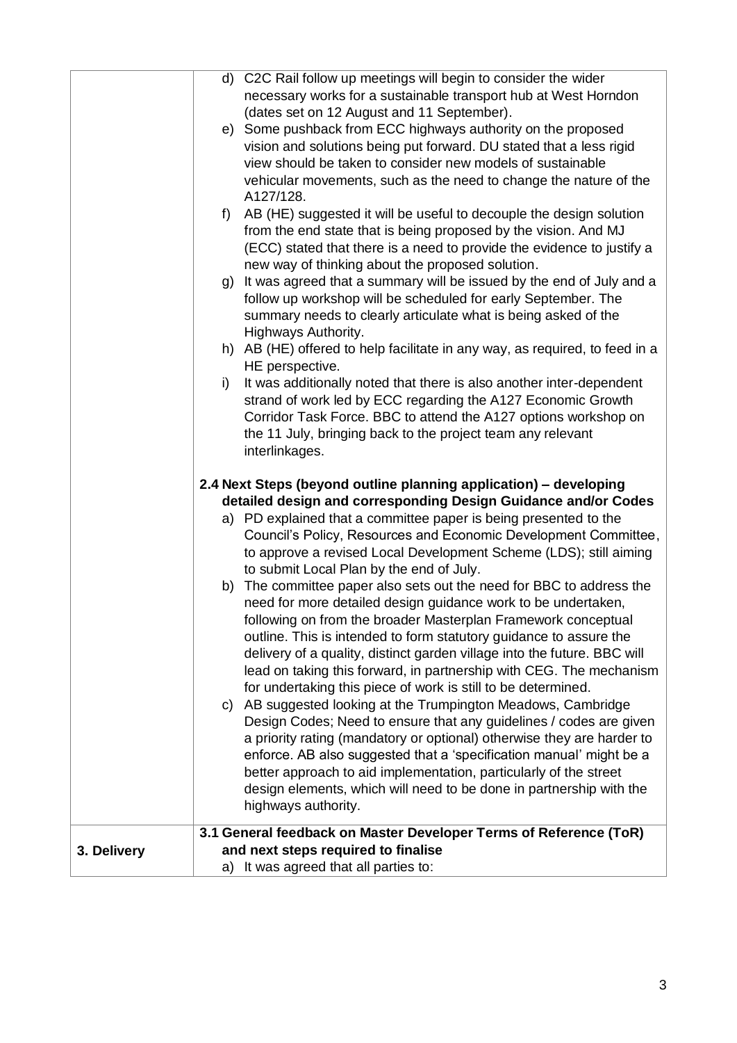| | |
|---|---|
| | d) C2C Rail follow up meetings will begin to consider the wider necessary works for a sustainable transport hub at West Horndon (dates set on 12 August and 11 September).<br>e) Some pushback from ECC highways authority on the proposed vision and solutions being put forward. DU stated that a less rigid view should be taken to consider new models of sustainable vehicular movements, such as the need to change the nature of the A127/128.<br>f) AB (HE) suggested it will be useful to decouple the design solution from the end state that is being proposed by the vision. And MJ (ECC) stated that there is a need to provide the evidence to justify a new way of thinking about the proposed solution.<br>g) It was agreed that a summary will be issued by the end of July and a follow up workshop will be scheduled for early September. The summary needs to clearly articulate what is being asked of the Highways Authority.<br>h) AB (HE) offered to help facilitate in any way, as required, to feed in a HE perspective.<br>i) It was additionally noted that there is also another inter-dependent strand of work led by ECC regarding the A127 Economic Growth Corridor Task Force. BBC to attend the A127 options workshop on the 11 July, bringing back to the project team any relevant interlinkages.<br><br>**2.4 Next Steps (beyond outline planning application) – developing detailed design and corresponding Design Guidance and/or Codes**<br>a) PD explained that a committee paper is being presented to the Council's Policy, Resources and Economic Development Committee, to approve a revised Local Development Scheme (LDS); still aiming to submit Local Plan by the end of July.<br>b) The committee paper also sets out the need for BBC to address the need for more detailed design guidance work to be undertaken, following on from the broader Masterplan Framework conceptual outline. This is intended to form statutory guidance to assure the delivery of a quality, distinct garden village into the future. BBC will lead on taking this forward, in partnership with CEG. The mechanism for undertaking this piece of work is still to be determined.<br>c) AB suggested looking at the Trumpington Meadows, Cambridge Design Codes; Need to ensure that any guidelines / codes are given a priority rating (mandatory or optional) otherwise they are harder to enforce. AB also suggested that a 'specification manual' might be a better approach to aid implementation, particularly of the street design elements, which will need to be done in partnership with the highways authority. |
| **3. Delivery** | **3.1 General feedback on Master Developer Terms of Reference (ToR) and next steps required to finalise**<br>a) It was agreed that all parties to: |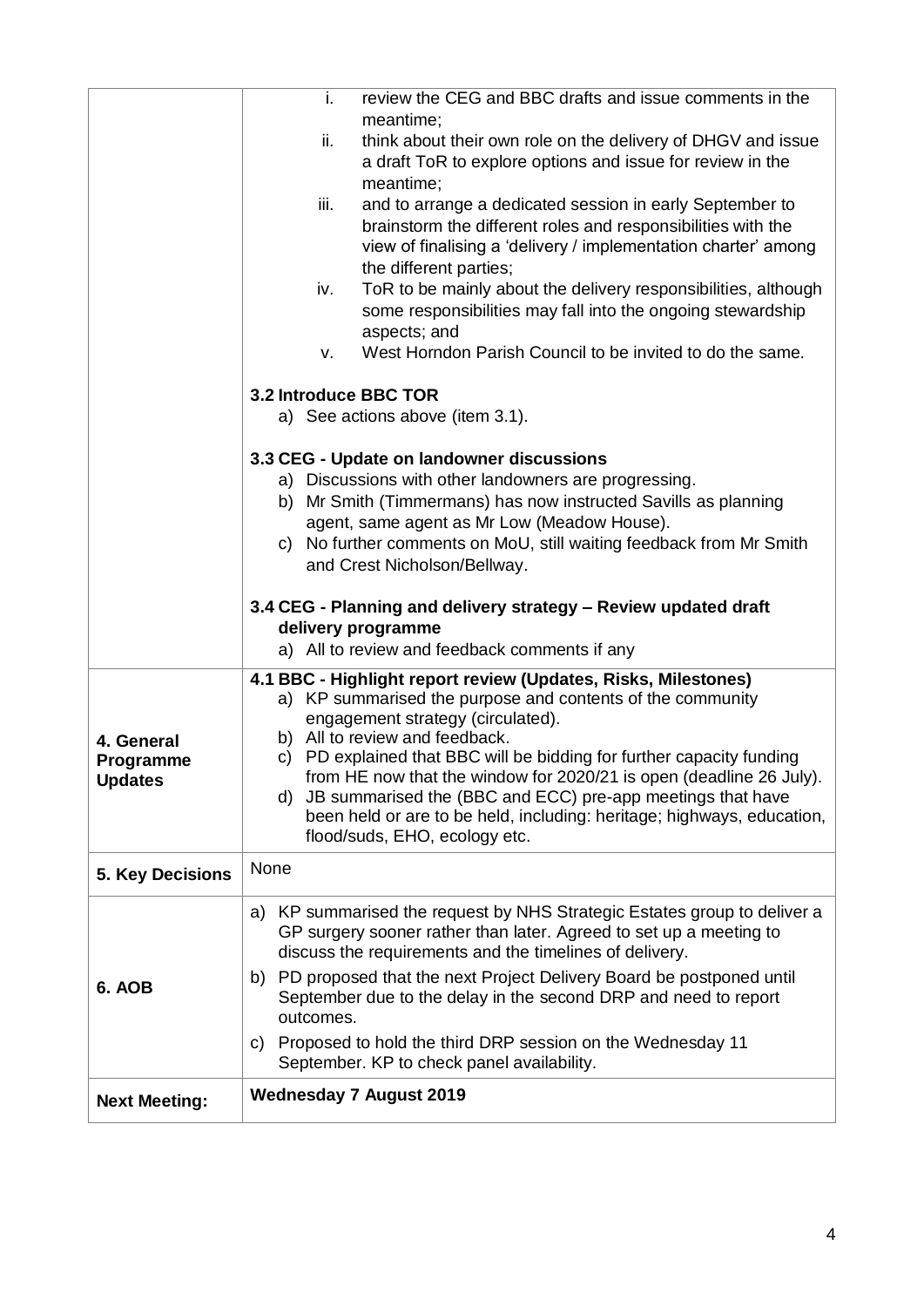| | |
|---|---|
| | i. review the CEG and BBC drafts and issue comments in the meantime;<br>ii. think about their own role on the delivery of DHGV and issue a draft ToR to explore options and issue for review in the meantime;<br>iii. and to arrange a dedicated session in early September to brainstorm the different roles and responsibilities with the view of finalising a 'delivery / implementation charter' among the different parties;<br>iv. ToR to be mainly about the delivery responsibilities, although some responsibilities may fall into the ongoing stewardship aspects; and<br>v. West Horndon Parish Council to be invited to do the same.<br><br>**3.2 Introduce BBC TOR**<br>a) See actions above (item 3.1).<br><br>**3.3 CEG - Update on landowner discussions**<br>a) Discussions with other landowners are progressing.<br>b) Mr Smith (Timmermans) has now instructed Savills as planning agent, same agent as Mr Low (Meadow House).<br>c) No further comments on MoU, still waiting feedback from Mr Smith and Crest Nicholson/Bellway.<br><br>**3.4 CEG - Planning and delivery strategy – Review updated draft delivery programme**<br>a) All to review and feedback comments if any |
| **4. General Programme Updates** | **4.1 BBC - Highlight report review (Updates, Risks, Milestones)**<br>a) KP summarised the purpose and contents of the community engagement strategy (circulated).<br>b) All to review and feedback.<br>c) PD explained that BBC will be bidding for further capacity funding from HE now that the window for 2020/21 is open (deadline 26 July).<br>d) JB summarised the (BBC and ECC) pre-app meetings that have been held or are to be held, including: heritage; highways, education, flood/suds, EHO, ecology etc. |
| **5. Key Decisions** | None |
| **6. AOB** | a) KP summarised the request by NHS Strategic Estates group to deliver a GP surgery sooner rather than later. Agreed to set up a meeting to discuss the requirements and the timelines of delivery.<br>b) PD proposed that the next Project Delivery Board be postponed until September due to the delay in the second DRP and need to report outcomes.<br>c) Proposed to hold the third DRP session on the Wednesday 11 September. KP to check panel availability. |
| **Next Meeting:** | **Wednesday 7 August 2019** |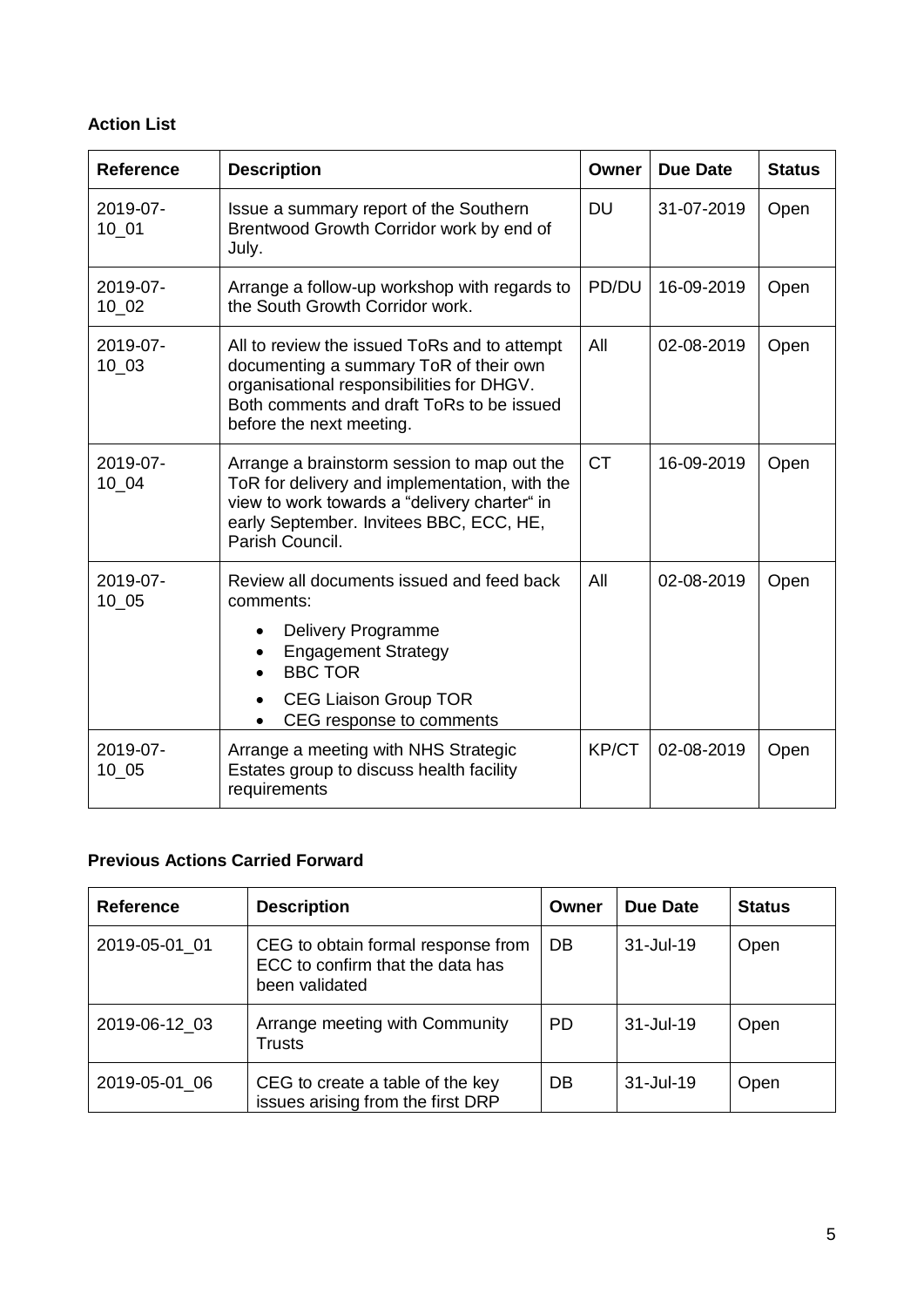**Action List**

| Reference | Description | Owner | Due Date | Status |
|---|---|---|---|---|
| 2019-07-10_01 | Issue a summary report of the Southern Brentwood Growth Corridor work by end of July. | DU | 31-07-2019 | Open |
| 2019-07-10_02 | Arrange a follow-up workshop with regards to the South Growth Corridor work. | PD/DU | 16-09-2019 | Open |
| 2019-07-10_03 | All to review the issued ToRs and to attempt documenting a summary ToR of their own organisational responsibilities for DHGV. Both comments and draft ToRs to be issued before the next meeting. | All | 02-08-2019 | Open |
| 2019-07-10_04 | Arrange a brainstorm session to map out the ToR for delivery and implementation, with the view to work towards a "delivery charter" in early September. Invitees BBC, ECC, HE, Parish Council. | CT | 16-09-2019 | Open |
| 2019-07-10_05 | Review all documents issued and feed back comments: <br>• Delivery Programme <br>• Engagement Strategy <br>• BBC TOR <br>• CEG Liaison Group TOR <br>• CEG response to comments | All | 02-08-2019 | Open |
| 2019-07-10_05 | Arrange a meeting with NHS Strategic Estates group to discuss health facility requirements | KP/CT | 02-08-2019 | Open |

**Previous Actions Carried Forward**

| Reference | Description | Owner | Due Date | Status |
|---|---|---|---|---|
| 2019-05-01_01 | CEG to obtain formal response from ECC to confirm that the data has been validated | DB | 31-Jul-19 | Open |
| 2019-06-12_03 | Arrange meeting with Community Trusts | PD | 31-Jul-19 | Open |
| 2019-05-01_06 | CEG to create a table of the key issues arising from the first DRP | DB | 31-Jul-19 | Open |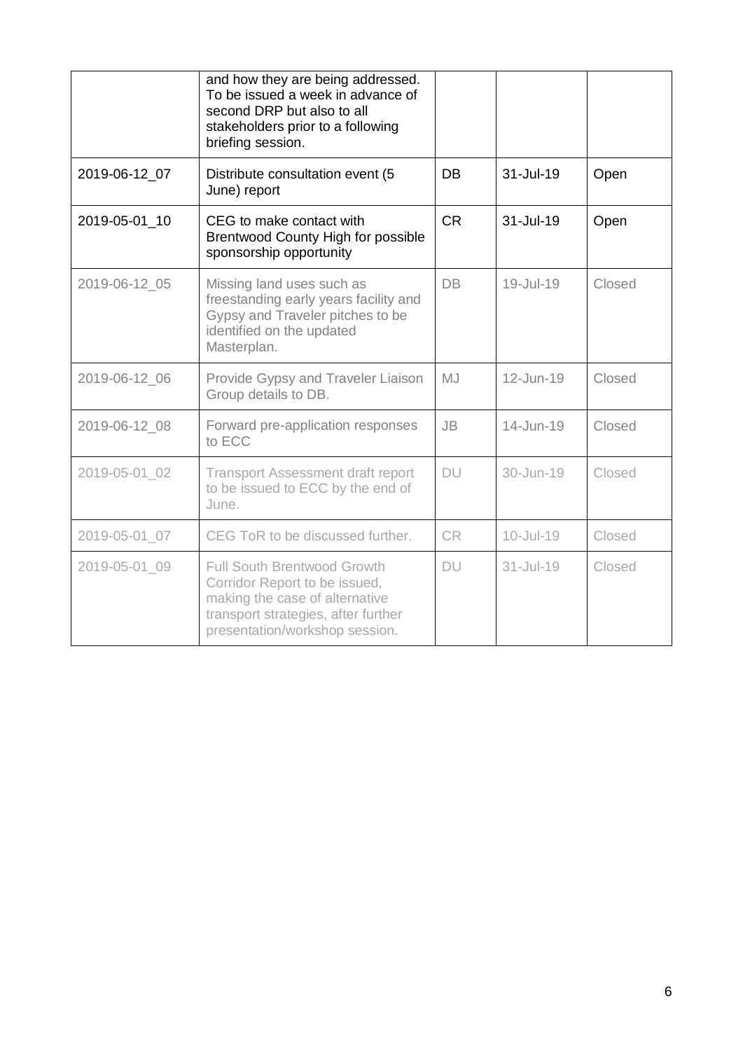| | | | | |
|---|---|---|---|---|
| | and how they are being addressed. To be issued a week in advance of second DRP but also to all stakeholders prior to a following briefing session. | | | |
| 2019-06-12_07 | Distribute consultation event (5 June) report | DB | 31-Jul-19 | Open |
| 2019-05-01_10 | CEG to make contact with Brentwood County High for possible sponsorship opportunity | CR | 31-Jul-19 | Open |
| 2019-06-12_05 | Missing land uses such as freestanding early years facility and Gypsy and Traveler pitches to be identified on the updated Masterplan. | DB | 19-Jul-19 | Closed |
| 2019-06-12_06 | Provide Gypsy and Traveler Liaison Group details to DB. | MJ | 12-Jun-19 | Closed |
| 2019-06-12_08 | Forward pre-application responses to ECC | JB | 14-Jun-19 | Closed |
| 2019-05-01_02 | Transport Assessment draft report to be issued to ECC by the end of June. | DU | 30-Jun-19 | Closed |
| 2019-05-01_07 | CEG ToR to be discussed further. | CR | 10-Jul-19 | Closed |
| 2019-05-01_09 | Full South Brentwood Growth Corridor Report to be issued, making the case of alternative transport strategies, after further presentation/workshop session. | DU | 31-Jul-19 | Closed |